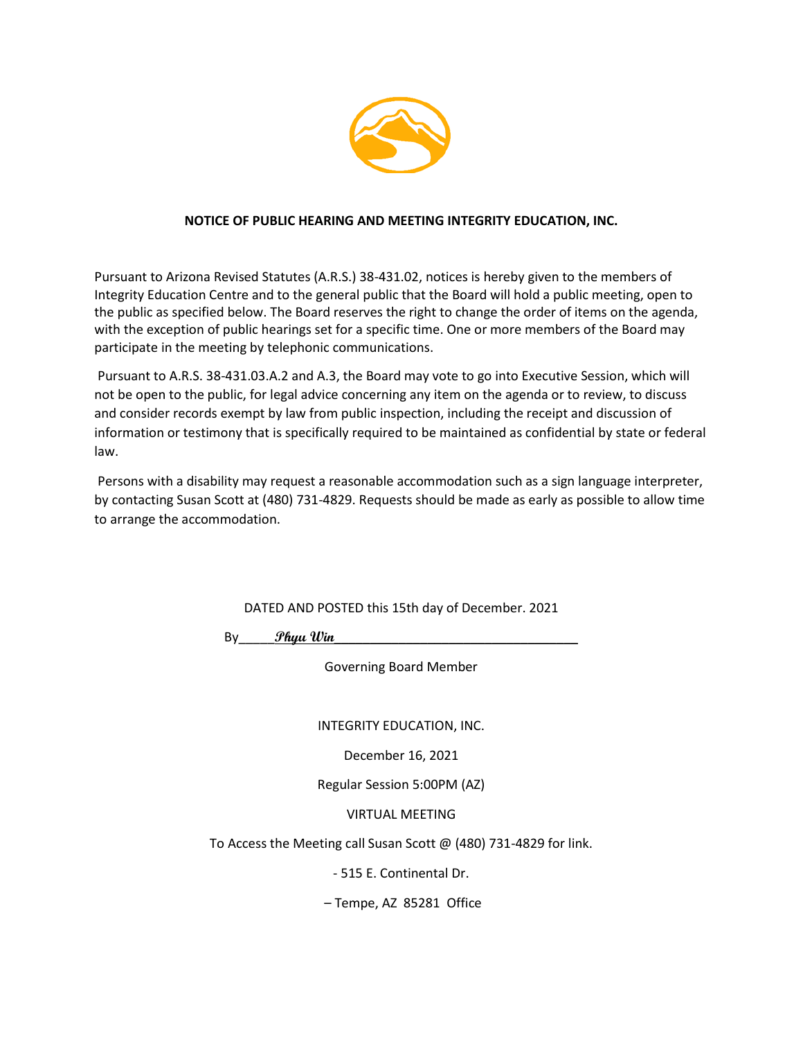**NOTICE OF PUBLIC HEARING AND MEETING INTEGRITY EDUCATION, INC.**

Pursuant to Arizona Revised Statutes (A.R.S.) 38-431.02, notices is hereby given to the members of Integrity Education Centre and to the general public that the Board will hold a public meeting, open to the public as specified below. The Board reserves the right to change the order of items on the agenda, with the exception of public hearings set for a specific time. One or more members of the Board may participate in the meeting by telephonic communications.

Pursuant to A.R.S. 38-431.03.A.2 and A.3, the Board may vote to go into Executive Session, which will not be open to the public, for legal advice concerning any item on the agenda or to review, to discuss and consider records exempt by law from public inspection, including the receipt and discussion of information or testimony that is specifically required to be maintained as confidential by state or federal law.

Persons with a disability may request a reasonable accommodation such as a sign language interpreter, by contacting Susan Scott at (480) 731-4829. Requests should be made as early as possible to allow time to arrange the accommodation.

DATED AND POSTED this 15th day of December. 2021

By_____*Phyu Win*___________________________________

Governing Board Member

INTEGRITY EDUCATION, INC.

December 16, 2021

Regular Session 5:00PM (AZ)

VIRTUAL MEETING

To Access the Meeting call Susan Scott @ (480) 731-4829 for link.

- 515 E. Continental Dr.

– Tempe, AZ 85281 Office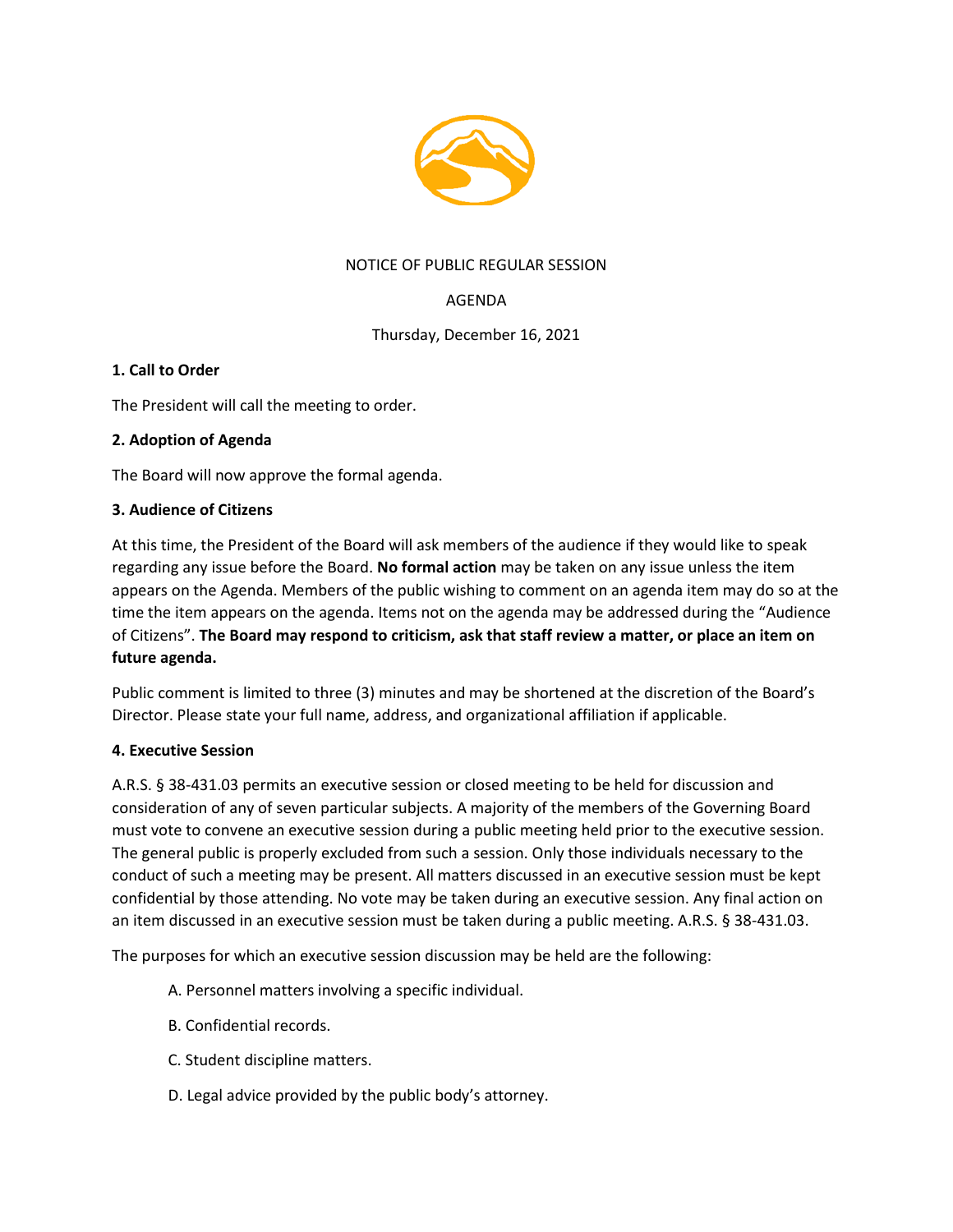NOTICE OF PUBLIC REGULAR SESSION

AGENDA

Thursday, December 16, 2021

**1. Call to Order**

The President will call the meeting to order.

**2. Adoption of Agenda**

The Board will now approve the formal agenda.

**3. Audience of Citizens**

At this time, the President of the Board will ask members of the audience if they would like to speak regarding any issue before the Board. **No formal action** may be taken on any issue unless the item appears on the Agenda. Members of the public wishing to comment on an agenda item may do so at the time the item appears on the agenda. Items not on the agenda may be addressed during the "Audience of Citizens". **The Board may respond to criticism, ask that staff review a matter, or place an item on future agenda.**

Public comment is limited to three (3) minutes and may be shortened at the discretion of the Board's Director. Please state your full name, address, and organizational affiliation if applicable.

**4. Executive Session**

A.R.S. § 38-431.03 permits an executive session or closed meeting to be held for discussion and consideration of any of seven particular subjects. A majority of the members of the Governing Board must vote to convene an executive session during a public meeting held prior to the executive session. The general public is properly excluded from such a session. Only those individuals necessary to the conduct of such a meeting may be present. All matters discussed in an executive session must be kept confidential by those attending. No vote may be taken during an executive session. Any final action on an item discussed in an executive session must be taken during a public meeting. A.R.S. § 38-431.03.

The purposes for which an executive session discussion may be held are the following:

A. Personnel matters involving a specific individual.

B. Confidential records.

C. Student discipline matters.

D. Legal advice provided by the public body's attorney.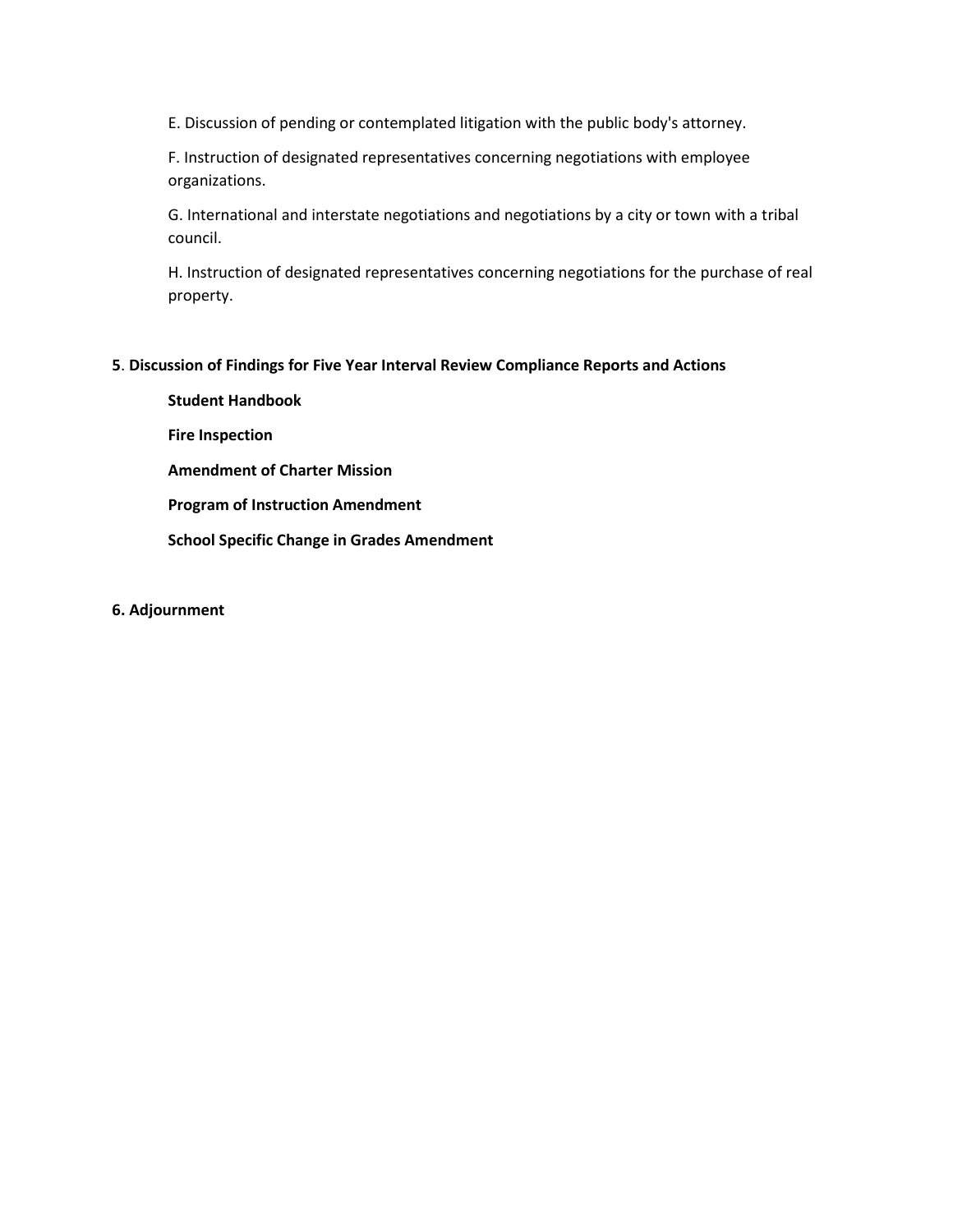E. Discussion of pending or contemplated litigation with the public body's attorney.

F. Instruction of designated representatives concerning negotiations with employee organizations.

G. International and interstate negotiations and negotiations by a city or town with a tribal council.

H. Instruction of designated representatives concerning negotiations for the purchase of real property.

**5**. **Discussion of Findings for Five Year Interval Review Compliance Reports and Actions**

**Student Handbook**

**Fire Inspection**

**Amendment of Charter Mission**

**Program of Instruction Amendment**

**School Specific Change in Grades Amendment**

**6. Adjournment**